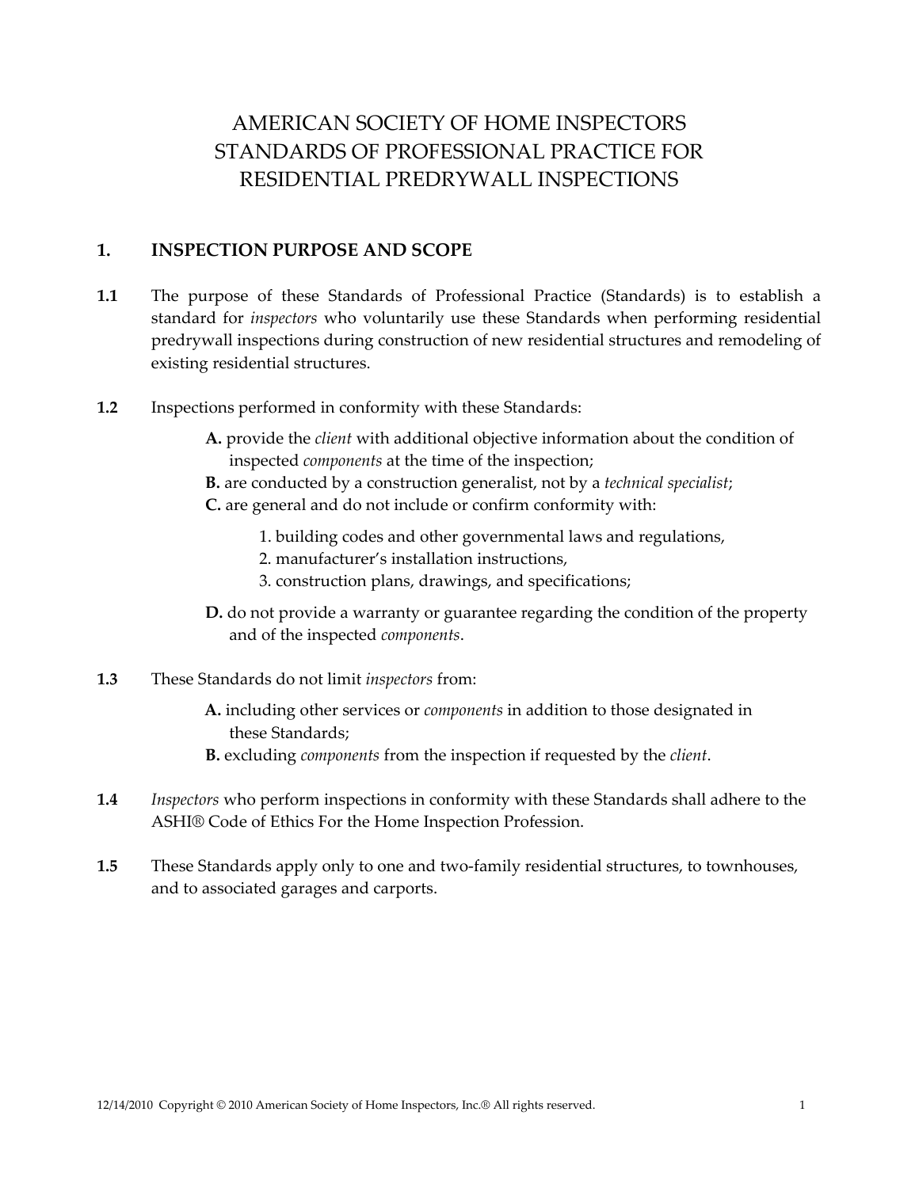# AMERICAN SOCIETY OF HOME INSPECTORS STANDARDS OF PROFESSIONAL PRACTICE FOR RESIDENTIAL PREDRYWALL INSPECTIONS

## 1. INSPECTION PURPOSE AND SCOPE

**1.1** The purpose of these Standards of Professional Practice (Standards) is to establish a standard for *inspectors* who voluntarily use these Standards when performing residential predrywall inspections during construction of new residential structures and remodeling of existing residential structures.

**1.2** Inspections performed in conformity with these Standards:

- **A.** provide the *client* with additional objective information about the condition of inspected *components* at the time of the inspection;
- **B.** are conducted by a construction generalist, not by a *technical specialist*;
- **C.** are general and do not include or confirm conformity with:
    1. building codes and other governmental laws and regulations,
    2. manufacturer's installation instructions,
    3. construction plans, drawings, and specifications;
- **D.** do not provide a warranty or guarantee regarding the condition of the property and of the inspected *components*.

**1.3** These Standards do not limit *inspectors* from:

- **A.** including other services or *components* in addition to those designated in these Standards;
- **B.** excluding *components* from the inspection if requested by the *client*.

**1.4** *Inspectors* who perform inspections in conformity with these Standards shall adhere to the ASHI® Code of Ethics For the Home Inspection Profession.

**1.5** These Standards apply only to one and two-family residential structures, to townhouses, and to associated garages and carports.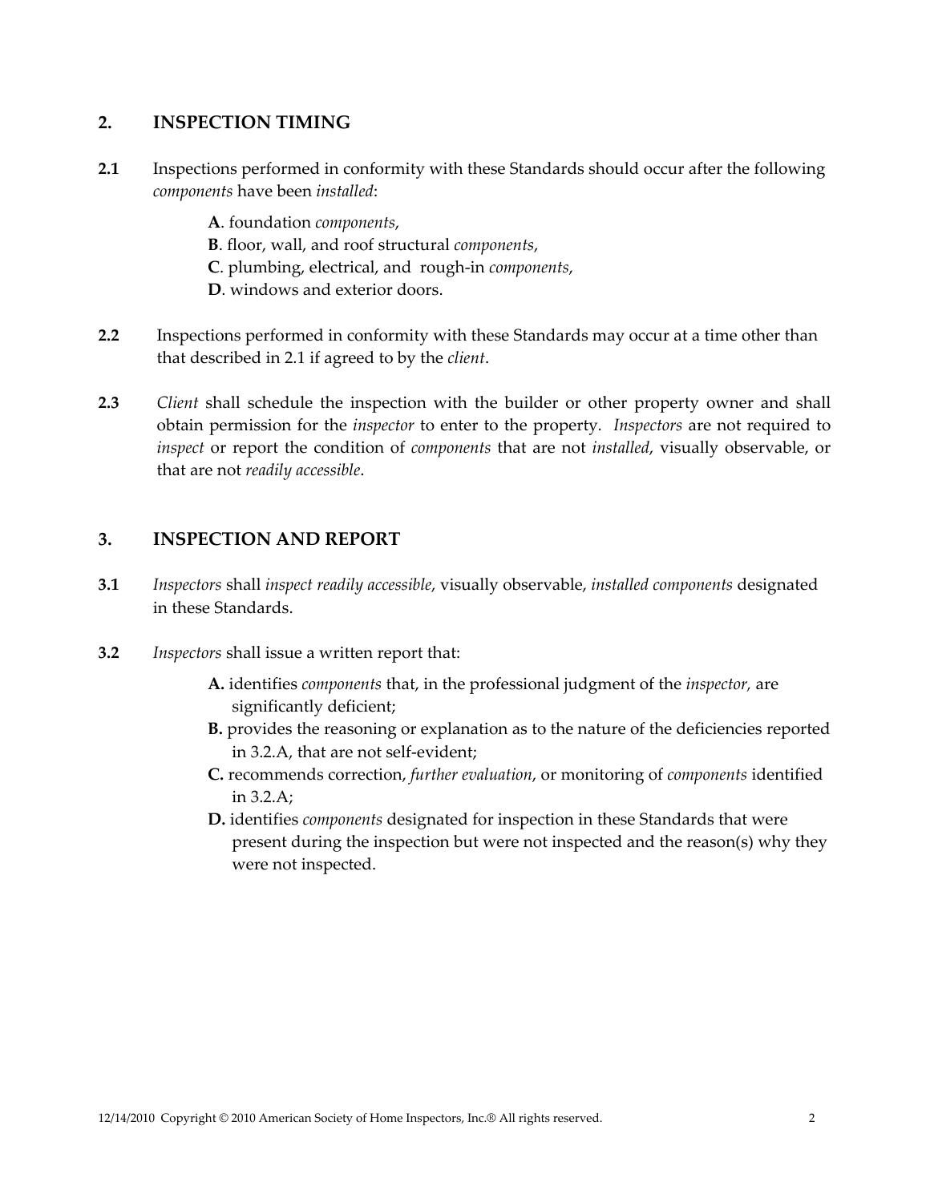## 2. INSPECTION TIMING

**2.1** Inspections performed in conformity with these Standards should occur after the following *components* have been *installed*:

**A**. foundation *components*,
**B**. floor, wall, and roof structural *components*,
**C**. plumbing, electrical, and rough-in *components*,
**D**. windows and exterior doors.

**2.2** Inspections performed in conformity with these Standards may occur at a time other than that described in 2.1 if agreed to by the *client*.

**2.3** *Client* shall schedule the inspection with the builder or other property owner and shall obtain permission for the *inspector* to enter to the property. *Inspectors* are not required to *inspect* or report the condition of *components* that are not *installed*, visually observable, or that are not *readily accessible*.

## 3. INSPECTION AND REPORT

**3.1** *Inspectors* shall *inspect readily accessible*, visually observable, *installed components* designated in these Standards.

**3.2** *Inspectors* shall issue a written report that:

**A.** identifies *components* that, in the professional judgment of the *inspector,* are significantly deficient;
**B.** provides the reasoning or explanation as to the nature of the deficiencies reported in 3.2.A, that are not self-evident;
**C.** recommends correction, *further evaluation*, or monitoring of *components* identified in 3.2.A;
**D.** identifies *components* designated for inspection in these Standards that were present during the inspection but were not inspected and the reason(s) why they were not inspected.

12/14/2010 Copyright © 2010 American Society of Home Inspectors, Inc.® All rights reserved.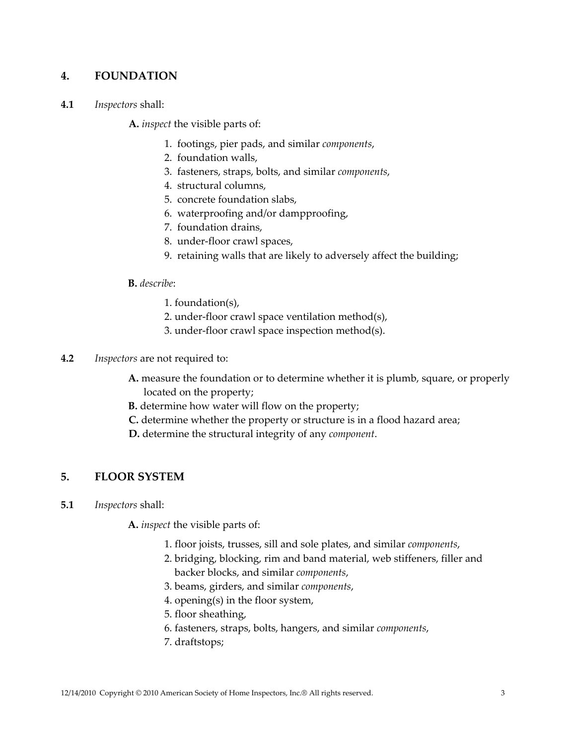## 4. FOUNDATION

**4.1** *Inspectors* shall:

**A.** *inspect* the visible parts of:

1. footings, pier pads, and similar *components*,
2. foundation walls,
3. fasteners, straps, bolts, and similar *components*,
4. structural columns,
5. concrete foundation slabs,
6. waterproofing and/or dampproofing,
7. foundation drains,
8. under-floor crawl spaces,
9. retaining walls that are likely to adversely affect the building;

**B.** *describe*:

1. foundation(s),
2. under-floor crawl space ventilation method(s),
3. under-floor crawl space inspection method(s).

**4.2** *Inspectors* are not required to:

**A.** measure the foundation or to determine whether it is plumb, square, or properly located on the property;
**B.** determine how water will flow on the property;
**C.** determine whether the property or structure is in a flood hazard area;
**D.** determine the structural integrity of any *component*.

## 5. FLOOR SYSTEM

**5.1** *Inspectors* shall:

**A.** *inspect* the visible parts of:

1. floor joists, trusses, sill and sole plates, and similar *components*,
2. bridging, blocking, rim and band material, web stiffeners, filler and backer blocks, and similar *components*,
3. beams, girders, and similar *components*,
4. opening(s) in the floor system,
5. floor sheathing,
6. fasteners, straps, bolts, hangers, and similar *components*,
7. draftstops;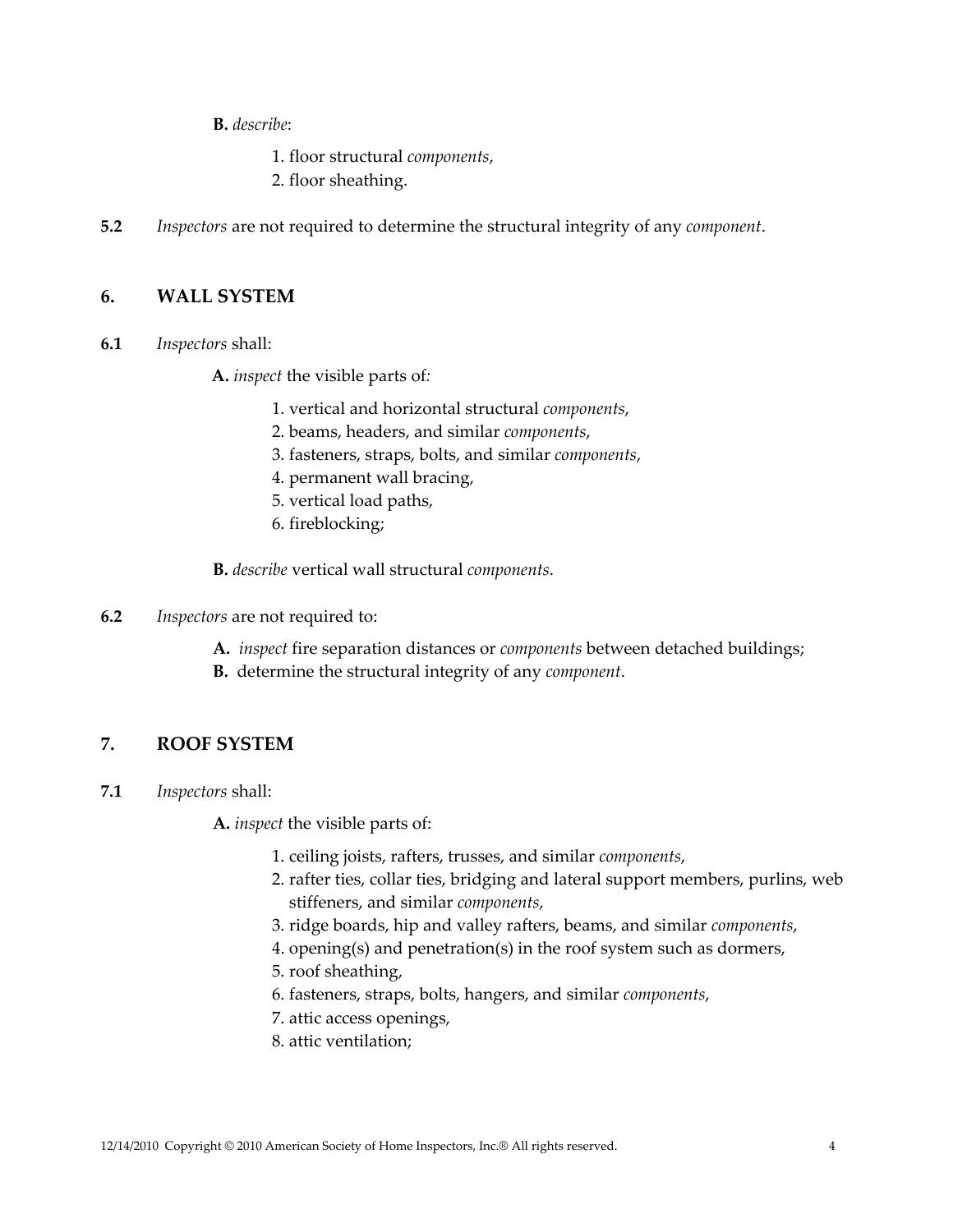**B.** *describe*:

1. floor structural *components*,
2. floor sheathing.

**5.2** *Inspectors* are not required to determine the structural integrity of any *component*.

## 6. WALL SYSTEM

**6.1** *Inspectors* shall:

**A.** *inspect* the visible parts of:

1. vertical and horizontal structural *components*,
2. beams, headers, and similar *components*,
3. fasteners, straps, bolts, and similar *components*,
4. permanent wall bracing,
5. vertical load paths,
6. fireblocking;

**B.** *describe* vertical wall structural *components*.

**6.2** *Inspectors* are not required to:

**A.** *inspect* fire separation distances or *components* between detached buildings;
**B.** determine the structural integrity of any *component*.

## 7. ROOF SYSTEM

**7.1** *Inspectors* shall:

**A.** *inspect* the visible parts of:

1. ceiling joists, rafters, trusses, and similar *components*,
2. rafter ties, collar ties, bridging and lateral support members, purlins, web stiffeners, and similar *components*,
3. ridge boards, hip and valley rafters, beams, and similar *components*,
4. opening(s) and penetration(s) in the roof system such as dormers,
5. roof sheathing,
6. fasteners, straps, bolts, hangers, and similar *components*,
7. attic access openings,
8. attic ventilation;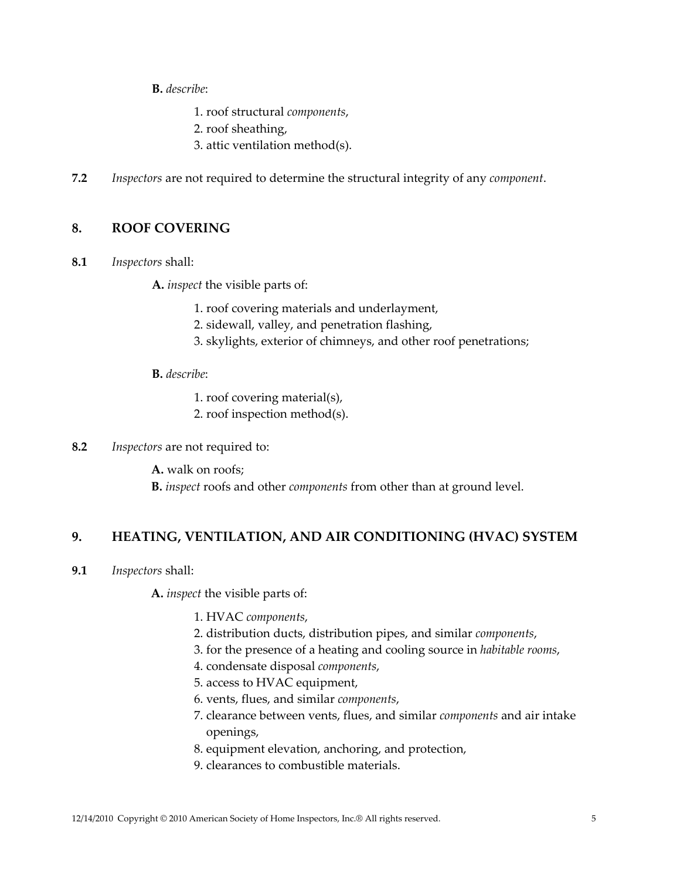**B.** *describe*:

1. roof structural *components*,
2. roof sheathing,
3. attic ventilation method(s).

**7.2** *Inspectors* are not required to determine the structural integrity of any *component*.

## 8. ROOF COVERING

**8.1** *Inspectors* shall:

**A.** *inspect* the visible parts of:

1. roof covering materials and underlayment,
2. sidewall, valley, and penetration flashing,
3. skylights, exterior of chimneys, and other roof penetrations;

**B.** *describe*:

1. roof covering material(s),
2. roof inspection method(s).

**8.2** *Inspectors* are not required to:

**A.** walk on roofs;
**B.** *inspect* roofs and other *components* from other than at ground level.

## 9. HEATING, VENTILATION, AND AIR CONDITIONING (HVAC) SYSTEM

**9.1** *Inspectors* shall:

**A.** *inspect* the visible parts of:

1. HVAC *components*,
2. distribution ducts, distribution pipes, and similar *components*,
3. for the presence of a heating and cooling source in *habitable rooms*,
4. condensate disposal *components*,
5. access to HVAC equipment,
6. vents, flues, and similar *components*,
7. clearance between vents, flues, and similar *components* and air intake openings,
8. equipment elevation, anchoring, and protection,
9. clearances to combustible materials.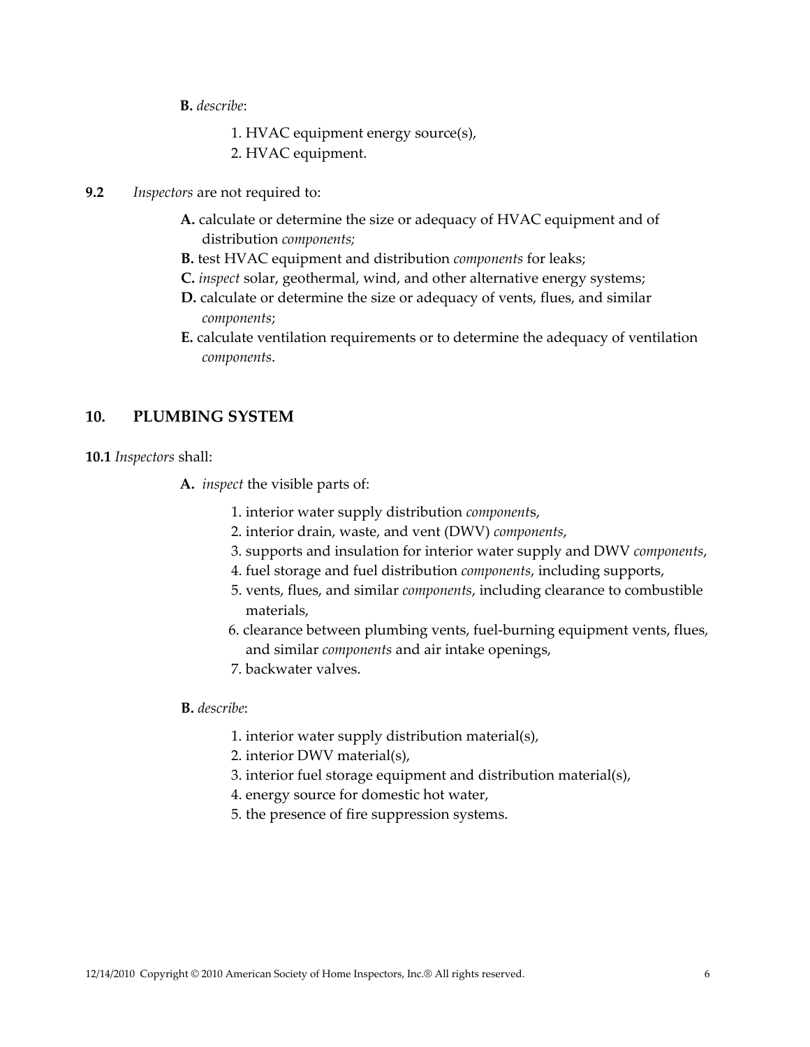**B.** *describe*:

1. HVAC equipment energy source(s),
2. HVAC equipment.

**9.2** *Inspectors* are not required to:

**A.** calculate or determine the size or adequacy of HVAC equipment and of distribution *components;*
**B.** test HVAC equipment and distribution *components* for leaks;
**C.** *inspect* solar, geothermal, wind, and other alternative energy systems;
**D.** calculate or determine the size or adequacy of vents, flues, and similar *components*;
**E.** calculate ventilation requirements or to determine the adequacy of ventilation *components*.

## 10. PLUMBING SYSTEM

**10.1** *Inspectors* shall:

**A.** *inspect* the visible parts of:

1. interior water supply distribution *component*s,
2. interior drain, waste, and vent (DWV) *components*,
3. supports and insulation for interior water supply and DWV *components*,
4. fuel storage and fuel distribution *components*, including supports,
5. vents, flues, and similar *components*, including clearance to combustible materials,
6. clearance between plumbing vents, fuel-burning equipment vents, flues, and similar *components* and air intake openings,
7. backwater valves.

**B.** *describe*:

1. interior water supply distribution material(s),
2. interior DWV material(s),
3. interior fuel storage equipment and distribution material(s),
4. energy source for domestic hot water,
5. the presence of fire suppression systems.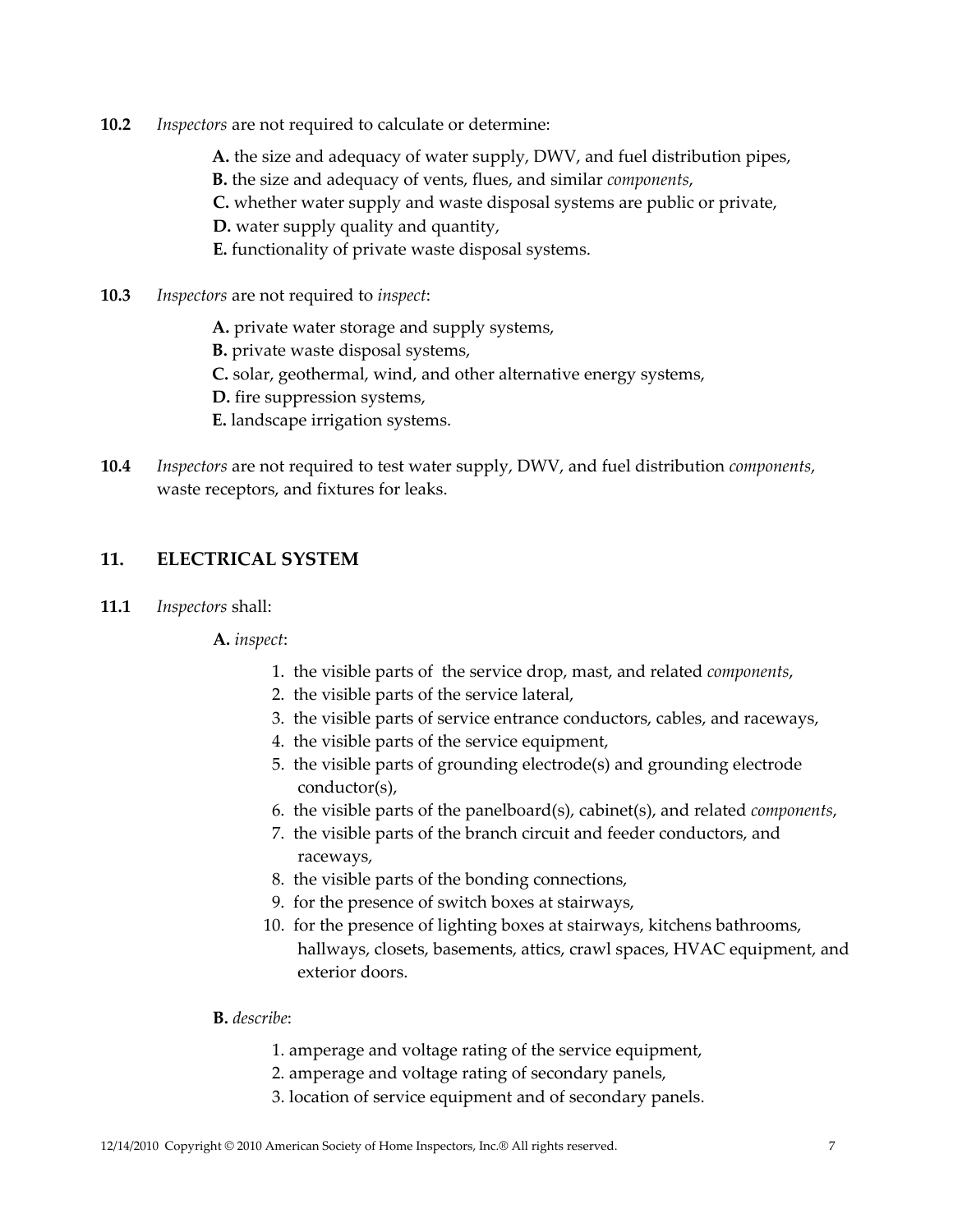**10.2** *Inspectors* are not required to calculate or determine:

**A.** the size and adequacy of water supply, DWV, and fuel distribution pipes,
**B.** the size and adequacy of vents, flues, and similar *components*,
**C.** whether water supply and waste disposal systems are public or private,
**D.** water supply quality and quantity,
**E.** functionality of private waste disposal systems.

**10.3** *Inspectors* are not required to *inspect*:

**A.** private water storage and supply systems,
**B.** private waste disposal systems,
**C.** solar, geothermal, wind, and other alternative energy systems,
**D.** fire suppression systems,
**E.** landscape irrigation systems.

**10.4** *Inspectors* are not required to test water supply, DWV, and fuel distribution *components*, waste receptors, and fixtures for leaks.

## 11. ELECTRICAL SYSTEM

**11.1** *Inspectors* shall:

**A.** *inspect*:

1. the visible parts of the service drop, mast, and related *components*,
2. the visible parts of the service lateral,
3. the visible parts of service entrance conductors, cables, and raceways,
4. the visible parts of the service equipment,
5. the visible parts of grounding electrode(s) and grounding electrode conductor(s),
6. the visible parts of the panelboard(s), cabinet(s), and related *components*,
7. the visible parts of the branch circuit and feeder conductors, and raceways,
8. the visible parts of the bonding connections,
9. for the presence of switch boxes at stairways,
10. for the presence of lighting boxes at stairways, kitchens bathrooms, hallways, closets, basements, attics, crawl spaces, HVAC equipment, and exterior doors.

**B.** *describe*:

1. amperage and voltage rating of the service equipment,
2. amperage and voltage rating of secondary panels,
3. location of service equipment and of secondary panels.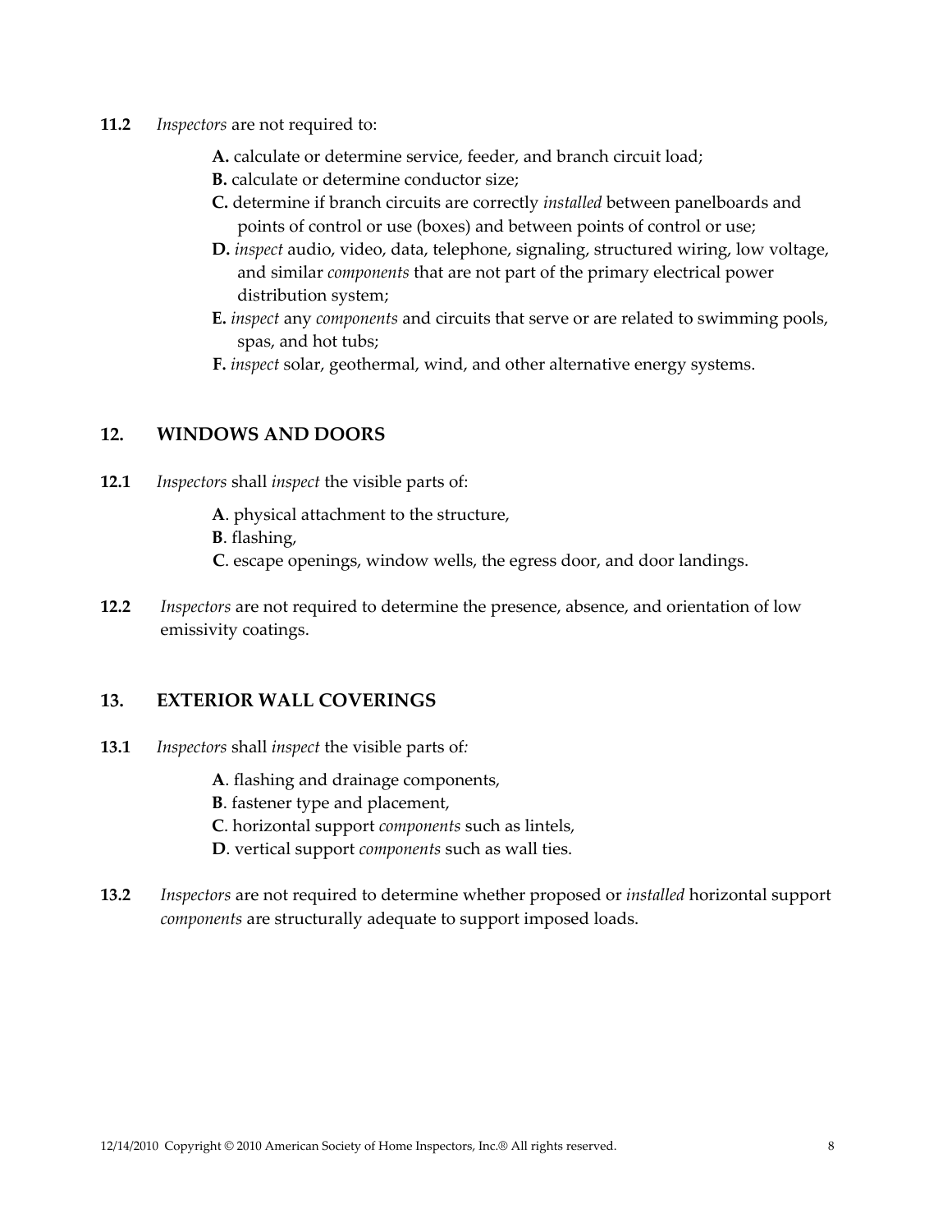**11.2** *Inspectors* are not required to:

- **A.** calculate or determine service, feeder, and branch circuit load;
- **B.** calculate or determine conductor size;
- **C.** determine if branch circuits are correctly *installed* between panelboards and points of control or use (boxes) and between points of control or use;
- **D.** *inspect* audio, video, data, telephone, signaling, structured wiring, low voltage, and similar *components* that are not part of the primary electrical power distribution system;
- **E.** *inspect* any *components* and circuits that serve or are related to swimming pools, spas, and hot tubs;
- **F.** *inspect* solar, geothermal, wind, and other alternative energy systems.

## 12. WINDOWS AND DOORS

**12.1** *Inspectors* shall *inspect* the visible parts of:

- **A**. physical attachment to the structure,
- **B**. flashing,
- **C**. escape openings, window wells, the egress door, and door landings.

**12.2** *Inspectors* are not required to determine the presence, absence, and orientation of low emissivity coatings.

## 13. EXTERIOR WALL COVERINGS

**13.1** *Inspectors* shall *inspect* the visible parts of*:*

- **A**. flashing and drainage components,
- **B**. fastener type and placement,
- **C**. horizontal support *components* such as lintels,
- **D**. vertical support *components* such as wall ties.

**13.2** *Inspectors* are not required to determine whether proposed or *installed* horizontal support *components* are structurally adequate to support imposed loads.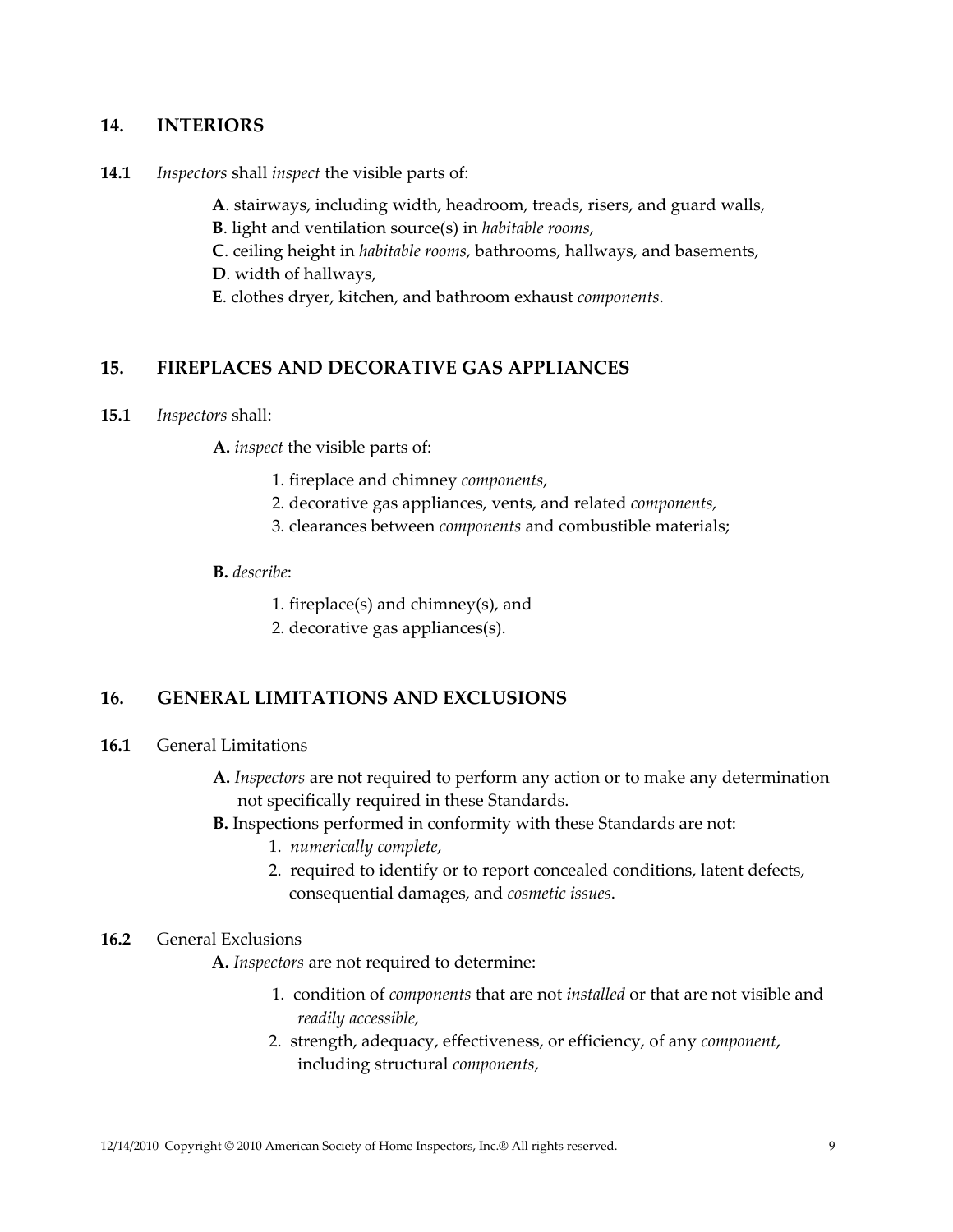## 14. INTERIORS

**14.1** *Inspectors* shall *inspect* the visible parts of:

**A**. stairways, including width, headroom, treads, risers, and guard walls,
**B**. light and ventilation source(s) in *habitable rooms*,
**C**. ceiling height in *habitable rooms*, bathrooms, hallways, and basements,
**D**. width of hallways,
**E**. clothes dryer, kitchen, and bathroom exhaust *components*.

## 15. FIREPLACES AND DECORATIVE GAS APPLIANCES

**15.1** *Inspectors* shall:

**A.** *inspect* the visible parts of:

1. fireplace and chimney *components*,
2. decorative gas appliances, vents, and related *components,*
3. clearances between *components* and combustible materials;

**B.** *describe*:

1. fireplace(s) and chimney(s), and
2. decorative gas appliances(s).

## 16. GENERAL LIMITATIONS AND EXCLUSIONS

**16.1** General Limitations

**A.** *Inspectors* are not required to perform any action or to make any determination not specifically required in these Standards.
**B.** Inspections performed in conformity with these Standards are not:

1. *numerically complete*,
2. required to identify or to report concealed conditions, latent defects, consequential damages, and *cosmetic issues*.

**16.2** General Exclusions

**A.** *Inspectors* are not required to determine:

1. condition of *components* that are not *installed* or that are not visible and *readily accessible,*
2. strength, adequacy, effectiveness, or efficiency, of any *component*, including structural *components*,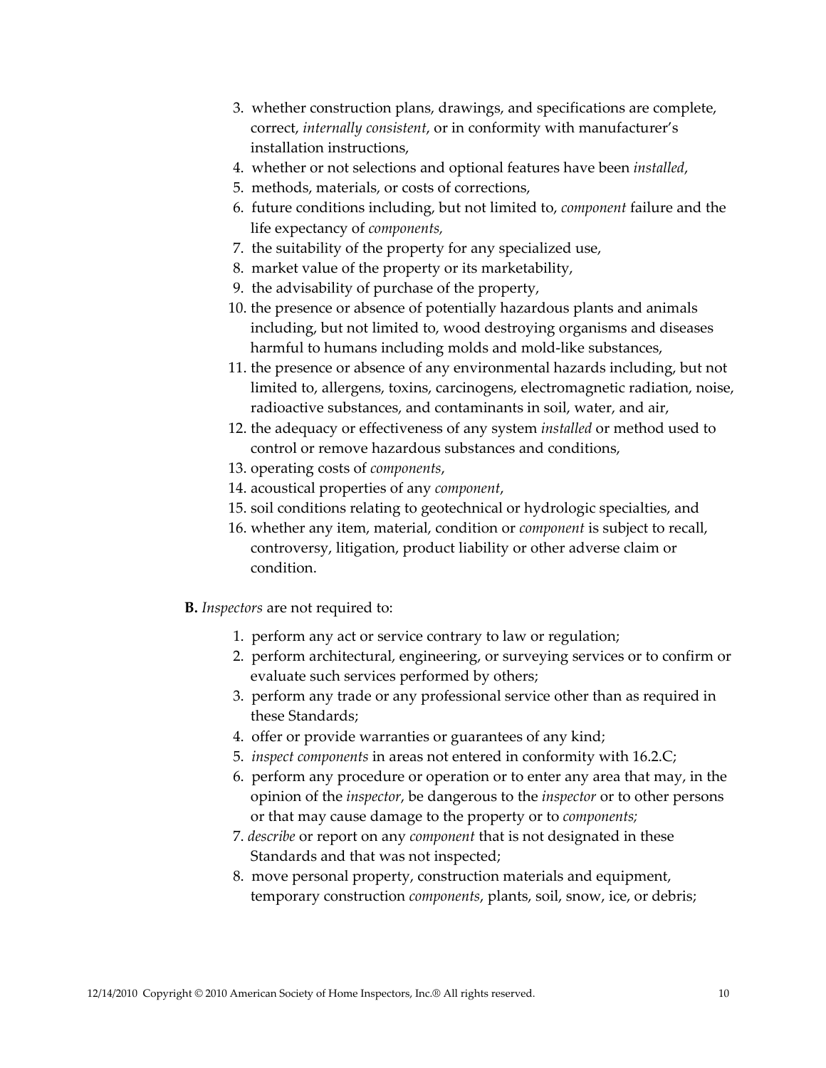3. whether construction plans, drawings, and specifications are complete, correct, *internally consistent*, or in conformity with manufacturer's installation instructions,
4. whether or not selections and optional features have been *installed*,
5. methods, materials, or costs of corrections,
6. future conditions including, but not limited to, *component* failure and the life expectancy of *components,*
7. the suitability of the property for any specialized use,
8. market value of the property or its marketability,
9. the advisability of purchase of the property,
10. the presence or absence of potentially hazardous plants and animals including, but not limited to, wood destroying organisms and diseases harmful to humans including molds and mold-like substances,
11. the presence or absence of any environmental hazards including, but not limited to, allergens, toxins, carcinogens, electromagnetic radiation, noise, radioactive substances, and contaminants in soil, water, and air,
12. the adequacy or effectiveness of any system *installed* or method used to control or remove hazardous substances and conditions,
13. operating costs of *components*,
14. acoustical properties of any *component*,
15. soil conditions relating to geotechnical or hydrologic specialties, and
16. whether any item, material, condition or *component* is subject to recall, controversy, litigation, product liability or other adverse claim or condition.

**B.** *Inspectors* are not required to:

1. perform any act or service contrary to law or regulation;
2. perform architectural, engineering, or surveying services or to confirm or evaluate such services performed by others;
3. perform any trade or any professional service other than as required in these Standards;
4. offer or provide warranties or guarantees of any kind;
5. *inspect components* in areas not entered in conformity with 16.2.C;
6. perform any procedure or operation or to enter any area that may, in the opinion of the *inspector*, be dangerous to the *inspector* or to other persons or that may cause damage to the property or to *components;*
7. *describe* or report on any *component* that is not designated in these Standards and that was not inspected;
8. move personal property, construction materials and equipment, temporary construction *components*, plants, soil, snow, ice, or debris;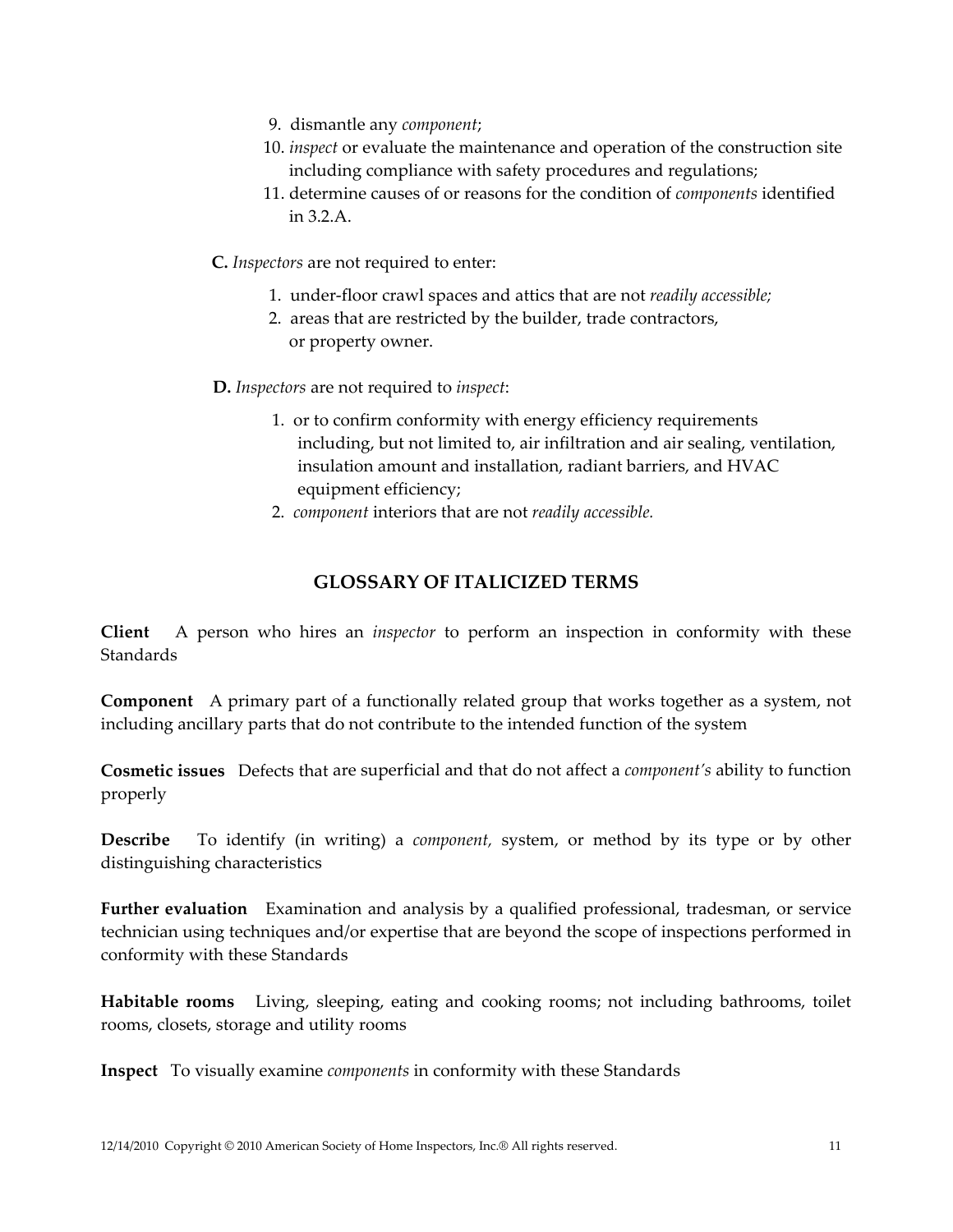9. dismantle any *component*;
10. *inspect* or evaluate the maintenance and operation of the construction site including compliance with safety procedures and regulations;
11. determine causes of or reasons for the condition of *components* identified in 3.2.A.

**C.** *Inspectors* are not required to enter:

1. under-floor crawl spaces and attics that are not *readily accessible;*
2. areas that are restricted by the builder, trade contractors, or property owner.

**D.** *Inspectors* are not required to *inspect*:

1. or to confirm conformity with energy efficiency requirements including, but not limited to, air infiltration and air sealing, ventilation, insulation amount and installation, radiant barriers, and HVAC equipment efficiency;
2. *component* interiors that are not *readily accessible.*

## GLOSSARY OF ITALICIZED TERMS

**Client** A person who hires an *inspector* to perform an inspection in conformity with these Standards

**Component** A primary part of a functionally related group that works together as a system, not including ancillary parts that do not contribute to the intended function of the system

**Cosmetic issues** Defects that are superficial and that do not affect a *component's* ability to function properly

**Describe** To identify (in writing) a *component,* system, or method by its type or by other distinguishing characteristics

**Further evaluation** Examination and analysis by a qualified professional, tradesman, or service technician using techniques and/or expertise that are beyond the scope of inspections performed in conformity with these Standards

**Habitable rooms** Living, sleeping, eating and cooking rooms; not including bathrooms, toilet rooms, closets, storage and utility rooms

**Inspect** To visually examine *components* in conformity with these Standards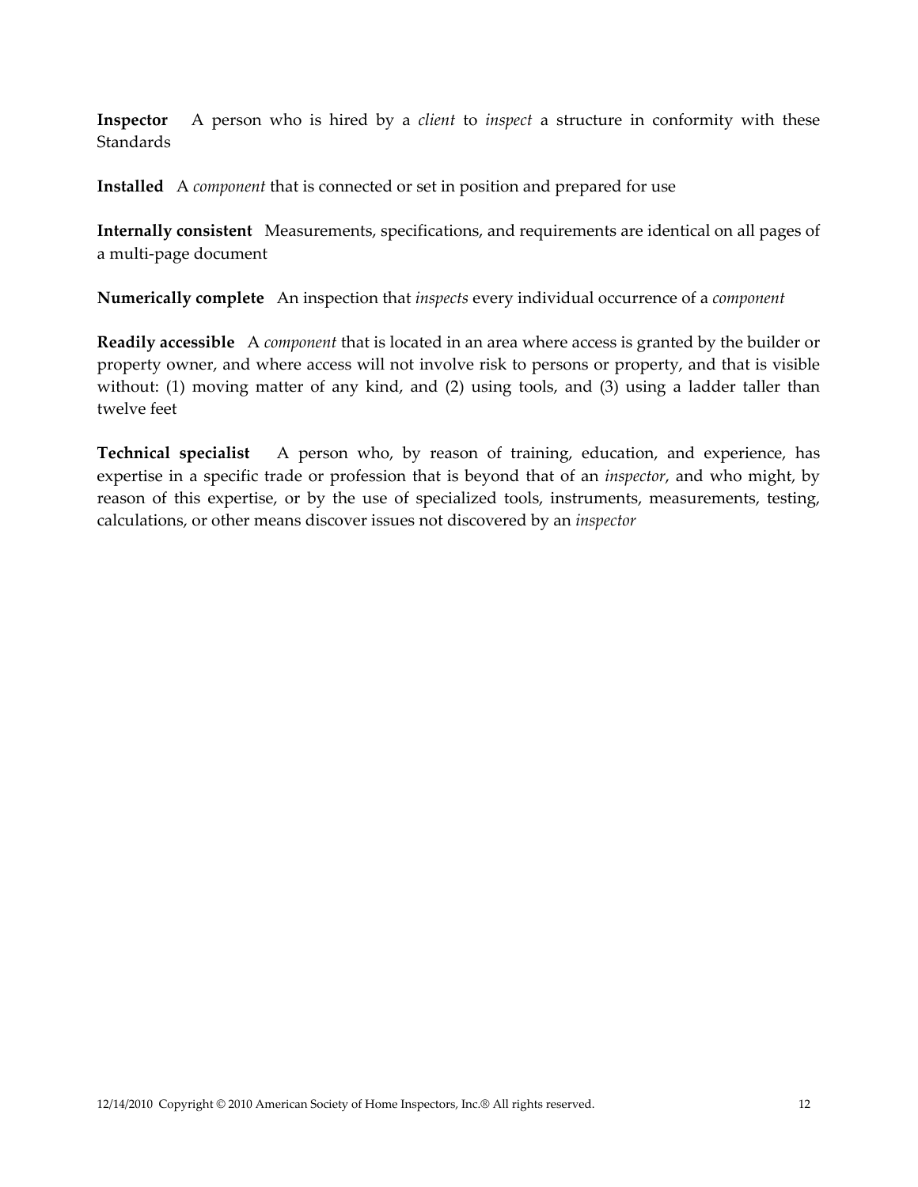**Inspector** A person who is hired by a *client* to *inspect* a structure in conformity with these Standards

**Installed** A *component* that is connected or set in position and prepared for use

**Internally consistent** Measurements, specifications, and requirements are identical on all pages of a multi-page document

**Numerically complete** An inspection that *inspects* every individual occurrence of a *component*

**Readily accessible** A *component* that is located in an area where access is granted by the builder or property owner, and where access will not involve risk to persons or property, and that is visible without: (1) moving matter of any kind, and (2) using tools, and (3) using a ladder taller than twelve feet

**Technical specialist** A person who, by reason of training, education, and experience, has expertise in a specific trade or profession that is beyond that of an *inspector*, and who might, by reason of this expertise, or by the use of specialized tools, instruments, measurements, testing, calculations, or other means discover issues not discovered by an *inspector*

12/14/2010 Copyright © 2010 American Society of Home Inspectors, Inc.® All rights reserved.